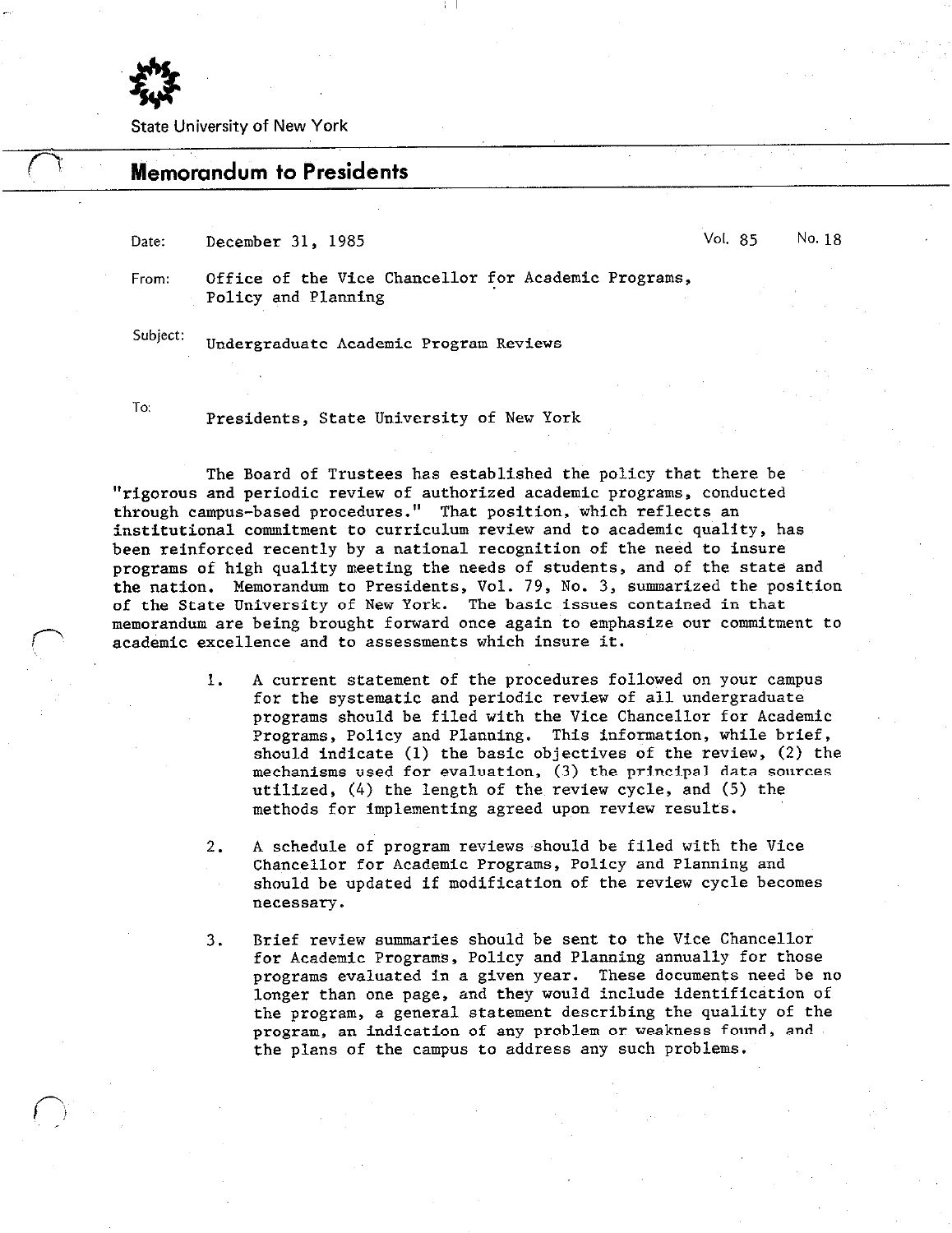State University of New York

# Memorandum to Presidents

Date: December 31, 1985 — Vol. 85 No. 18

From: Office of the Vice Chancellor for Academic Programs, Policy and Planning

Subject: Undergraduate Academic Program Reviews

To: Presidents, State University of New York

The Board of Trustees has established the policy that there be "rigorous and periodic review of authorized academic programs, conducted through campus-based procedures." That position, which reflects an institutional commitment to curriculum review and to academic quality, has been reinforced recently by a national recognition of the need to insure programs of high quality meeting the needs of students, and of the state and the nation. Memorandum to Presidents, Vol. 79, No. 3, summarized the position of the State University of New York. The basic issues contained in that memorandum are being brought forward once again to emphasize our commitment to academic excellence and to assessments which insure it.

1. A current statement of the procedures followed on your campus for the systematic and periodic review of all undergraduate programs should be filed with the Vice Chancellor for Academic Programs, Policy and Planning. This information, while brief, should indicate (1) the basic objectives of the review, (2) the mechanisms used for evaluation, (3) the principal data sources utilized, (4) the length of the review cycle, and (5) the methods for implementing agreed upon review results.

2. A schedule of program reviews should be filed with the Vice Chancellor for Academic Programs, Policy and Planning and should be updated if modification of the review cycle becomes necessary.

3. Brief review summaries should be sent to the Vice Chancellor for Academic Programs, Policy and Planning annually for those programs evaluated in a given year. These documents need be no longer than one page, and they would include identification of the program, a general statement describing the quality of the program, an indication of any problem or weakness found, and the plans of the campus to address any such problems.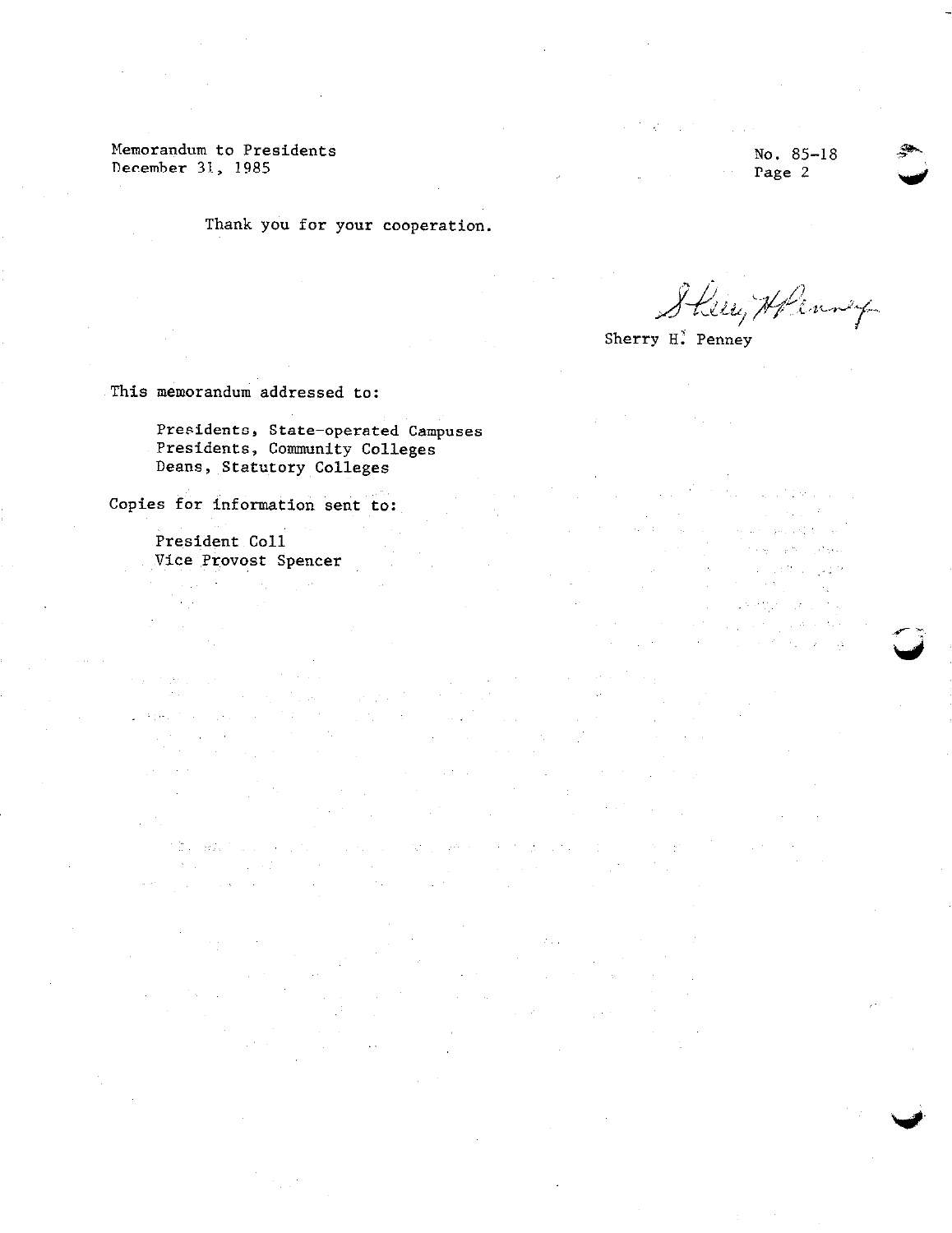Thank you for your cooperation.

Sherry H. Penney

This memorandum addressed to:

Presidents, State-operated Campuses
Presidents, Community Colleges
Deans, Statutory Colleges

Copies for information sent to:

President Coll
Vice Provost Spencer